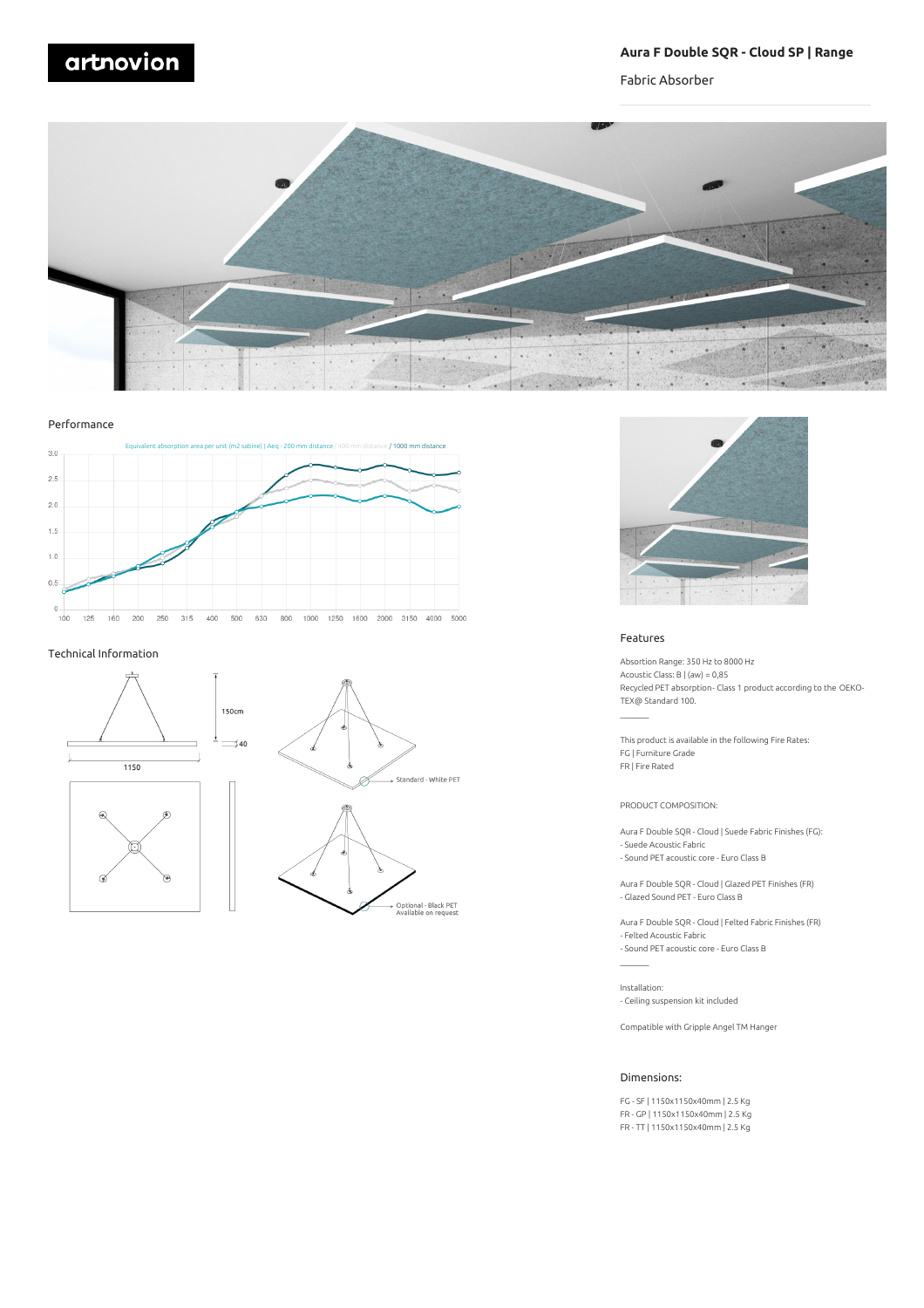artnovion

# Aura F Double SQR - Cloud SP | Range

Fabric Absorber

## Performance

Equivalent absorption area per unit (m2 sabine) ) Aeq - 200 mm distance / 400 mm distance / 1000 mm distance

## Technical Information

150cm

40

1150

Standard - White PET

Optional - Black PET
Available on request

## Features

Absorption Range: 350 Hz to 8000 Hz
Acoustic Class: B | (aw) = 0,85
Recycled PET absorption- Class 1 product according to the OEKO-TEX@ Standard 100.

———

This product is available in the following Fire Rates:
FG | Furniture Grade
FR | Fire Rated

PRODUCT COMPOSITION:

Aura F Double SQR - Cloud | Suede Fabric Finishes (FG):
- Suede Acoustic Fabric
- Sound PET acoustic core - Euro Class B

Aura F Double SQR - Cloud | Glazed PET Finishes (FR)
- Glazed Sound PET - Euro Class B

Aura F Double SQR - Cloud | Felted Fabric Finishes (FR)
- Felted Acoustic Fabric
- Sound PET acoustic core - Euro Class B

———

Installation:
- Ceiling suspension kit included

Compatible with Gripple Angel TM Hanger

## Dimensions:

FG - SF | 1150x1150x40mm | 2.5 Kg
FR - GP | 1150x1150x40mm | 2.5 Kg
FR - TT | 1150x1150x40mm | 2.5 Kg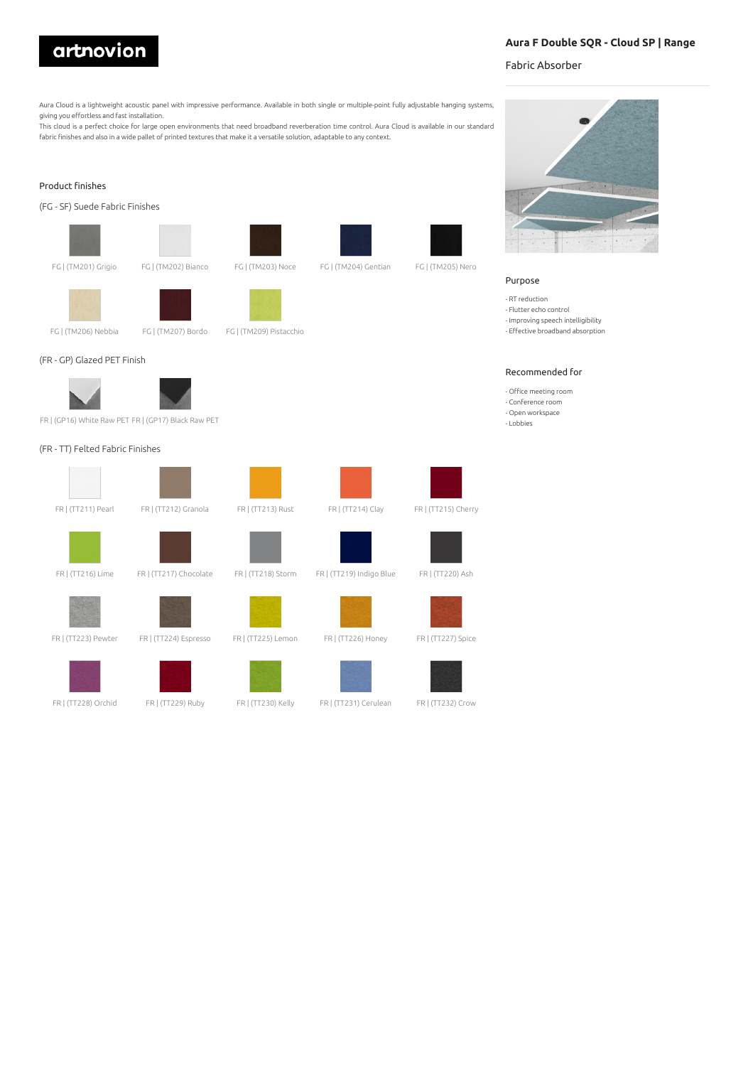artnovion

## Aura F Double SQR - Cloud SP | Range

Fabric Absorber

Aura Cloud is a lightweight acoustic panel with impressive performance. Available in both single or multiple-point fully adjustable hanging systems, giving you effortless and fast installation.
This cloud is a perfect choice for large open environments that need broadband reverberation time control. Aura Cloud is available in our standard fabric finishes and also in a wide pallet of printed textures that make it a versatile solution, adaptable to any context.

### Product finishes

#### (FG - SF) Suede Fabric Finishes

FG | (TM201) Grigio

FG | (TM202) Bianco

FG | (TM203) Noce

FG | (TM204) Gentian

FG | (TM205) Nero

FG | (TM206) Nebbia

FG | (TM207) Bordo

FG | (TM209) Pistacchio

#### (FR - GP) Glazed PET Finish

FR | (GP16) White Raw PET

FR | (GP17) Black Raw PET

#### (FR - TT) Felted Fabric Finishes

FR | (TT211) Pearl

FR | (TT212) Granola

FR | (TT213) Rust

FR | (TT214) Clay

FR | (TT215) Cherry

FR | (TT216) Lime

FR | (TT217) Chocolate

FR | (TT218) Storm

FR | (TT219) Indigo Blue

FR | (TT220) Ash

FR | (TT223) Pewter

FR | (TT224) Espresso

FR | (TT225) Lemon

FR | (TT226) Honey

FR | (TT227) Spice

FR | (TT228) Orchid

FR | (TT229) Ruby

FR | (TT230) Kelly

FR | (TT231) Cerulean

FR | (TT232) Crow

### Purpose

- RT reduction
- Flutter echo control
- Improving speech intelligibility
- Effective broadband absorption

### Recommended for

- Office meeting room
- Conference room
- Open workspace
- Lobbies